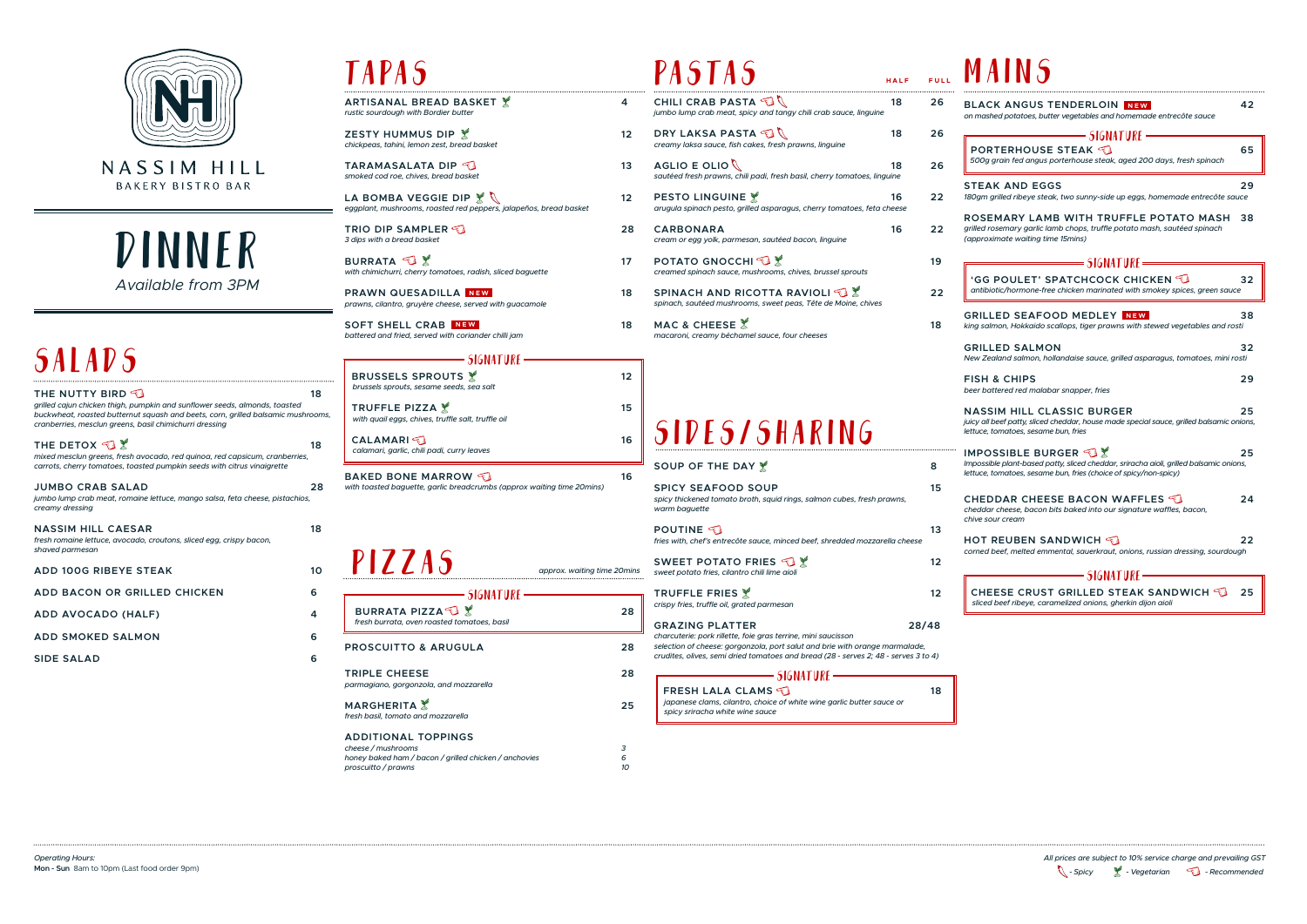NASSIM HILL
BAKERY BISTRO BAR

# DINNER

*Available from 3PM*

## SALADS

**THE NUTTY BIRD** 🍽 — 18
*grilled cajun chicken thigh, pumpkin and sunflower seeds, almonds, toasted buckwheat, roasted butternut squash and beets, corn, grilled balsamic mushrooms, cranberries, mesclun greens, basil chimichurri dressing*

**THE DETOX** 🍽 🌿 — 18
*mixed mesclun greens, fresh avocado, red quinoa, red capsicum, cranberries, carrots, cherry tomatoes, toasted pumpkin seeds with citrus vinaigrette*

**JUMBO CRAB SALAD** — 28
*jumbo lump crab meat, romaine lettuce, mango salsa, feta cheese, pistachios, creamy dressing*

**NASSIM HILL CAESAR** — 18
*fresh romaine lettuce, avocado, croutons, sliced egg, crispy bacon, shaved parmesan*

**ADD 100G RIBEYE STEAK** — 10

**ADD BACON OR GRILLED CHICKEN** — 6

**ADD AVOCADO (HALF)** — 4

**ADD SMOKED SALMON** — 6

**SIDE SALAD** — 6

## TAPAS

**ARTISANAL BREAD BASKET** 🌿 — 4
*rustic sourdough with Bordier butter*

**ZESTY HUMMUS DIP** 🌿 — 12
*chickpeas, tahini, lemon zest, bread basket*

**TARAMASALATA DIP** 🍽 — 13
*smoked cod roe, chives, bread basket*

**LA BOMBA VEGGIE DIP** 🌿 🌶 — 12
*eggplant, mushrooms, roasted red peppers, jalapeños, bread basket*

**TRIO DIP SAMPLER** 🍽 — 28
*3 dips with a bread basket*

**BURRATA** 🍽 🌿 — 17
*with chimichurri, cherry tomatoes, radish, sliced baguette*

**PRAWN QUESADILLA** NEW — 18
*prawns, cilantro, gruyère cheese, served with guacamole*

**SOFT SHELL CRAB** NEW — 18
*battered and fried, served with coriander chilli jam*

**SIGNATURE**

**BRUSSELS SPROUTS** 🌿 — 12
*brussels sprouts, sesame seeds, sea salt*

**TRUFFLE PIZZA** 🌿 — 15
*with quail eggs, chives, truffle salt, truffle oil*

**CALAMARI** 🍽 — 16
*calamari, garlic, chili padi, curry leaves*

**BAKED BONE MARROW** 🍽 — 16
*with toasted baguette, garlic breadcrumbs (approx waiting time 20mins)*

## PIZZAS

*approx. waiting time 20mins*

**SIGNATURE**

**BURRATA PIZZA** 🍽 🌿 — 28
*fresh burrata, oven roasted tomatoes, basil*

**PROSCUITTO & ARUGULA** — 28

**TRIPLE CHEESE** — 28
*parmagiano, gorgonzola, and mozzarella*

**MARGHERITA** 🌿 — 25
*fresh basil, tomato and mozzarella*

**ADDITIONAL TOPPINGS**
*cheese / mushrooms* — *3*
*honey baked ham / bacon / grilled chicken / anchovies* — *6*
*proscuitto / prawns* — *10*

## PASTAS

| | HALF | FULL |
|---|---|---|
| **CHILI CRAB PASTA** 🍽 🌶 *jumbo lump crab meat, spicy and tangy chili crab sauce, linguine* | 18 | 26 |
| **DRY LAKSA PASTA** 🍽 🌶 *creamy laksa sauce, fish cakes, fresh prawns, linguine* | 18 | 26 |
| **AGLIO E OLIO** 🌶 *sautéed fresh prawns, chili padi, fresh basil, cherry tomatoes, linguine* | 18 | 26 |
| **PESTO LINGUINE** 🌿 *arugula spinach pesto, grilled asparagus, cherry tomatoes, feta cheese* | 16 | 22 |
| **CARBONARA** *cream or egg yolk, parmesan, sautéed bacon, linguine* | 16 | 22 |
| **POTATO GNOCCHI** 🍽 🌿 *creamed spinach sauce, mushrooms, chives, brussel sprouts* | | 19 |
| **SPINACH AND RICOTTA RAVIOLI** 🍽 🌿 *spinach, sautéed mushrooms, sweet peas, Tête de Moine, chives* | | 22 |
| **MAC & CHEESE** 🌿 *macaroni, creamy béchamel sauce, four cheeses* | | 18 |

## SIDES/SHARING

**SOUP OF THE DAY** 🌿 — 8

**SPICY SEAFOOD SOUP** — 15
*spicy thickened tomato broth, squid rings, salmon cubes, fresh prawns, warm baguette*

**POUTINE** 🍽 — 13
*fries with, chef's entrecôte sauce, minced beef, shredded mozzarella cheese*

**SWEET POTATO FRIES** 🍽 🌿 — 12
*sweet potato fries, cilantro chili lime aioli*

**TRUFFLE FRIES** 🌿 — 12
*crispy fries, truffle oil, grated parmesan*

**GRAZING PLATTER** — 28/48
*charcuterie: pork rillette, foie gras terrine, mini saucisson*
*selection of cheese: gorgonzola, port salut and brie with orange marmalade,*
*crudites, olives, semi dried tomatoes and bread (28 - serves 2; 48 - serves 3 to 4)*

**SIGNATURE**

**FRESH LALA CLAMS** 🍽 — 18
*japanese clams, cilantro, choice of white wine garlic butter sauce or spicy sriracha white wine sauce*

## MAINS

**BLACK ANGUS TENDERLOIN** NEW — 42
*on mashed potatoes, butter vegetables and homemade entrecôte sauce*

**SIGNATURE**

**PORTERHOUSE STEAK** 🍽 — 65
*500g grain fed angus porterhouse steak, aged 200 days, fresh spinach*

**STEAK AND EGGS** — 29
*180gm grilled ribeye steak, two sunny-side up eggs, homemade entrecôte sauce*

**ROSEMARY LAMB WITH TRUFFLE POTATO MASH** — 38
*grilled rosemary garlic lamb chops, truffle potato mash, sautéed spinach (approximate waiting time 15mins)*

**SIGNATURE**

**'GG POULET' SPATCHCOCK CHICKEN** 🍽 — 32
*antibiotic/hormone-free chicken marinated with smokey spices, green sauce*

**GRILLED SEAFOOD MEDLEY** NEW — 38
*king salmon, Hokkaido scallops, tiger prawns with stewed vegetables and rosti*

**GRILLED SALMON** — 32
*New Zealand salmon, hollandaise sauce, grilled asparagus, tomatoes, mini rosti*

**FISH & CHIPS** — 29
*beer battered red malabar snapper, fries*

**NASSIM HILL CLASSIC BURGER** — 25
*juicy all beef patty, sliced cheddar, house made special sauce, grilled balsamic onions, lettuce, tomatoes, sesame bun, fries*

**IMPOSSIBLE BURGER** 🍽 🌿 — 25
*Impossible plant-based patty, sliced cheddar, sriracha aioli, grilled balsamic onions, lettuce, tomatoes, sesame bun, fries (choice of spicy/non-spicy)*

**CHEDDAR CHEESE BACON WAFFLES** 🍽 — 24
*cheddar cheese, bacon bits baked into our signature waffles, bacon, chive sour cream*

**HOT REUBEN SANDWICH** 🍽 — 22
*corned beef, melted emmental, sauerkraut, onions, russian dressing, sourdough*

**SIGNATURE**

**CHEESE CRUST GRILLED STEAK SANDWICH** 🍽 — 25
*sliced beef ribeye, caramelized onions, gherkin dijon aioli*

*Operating Hours:*
**Mon - Sun** 8am to 10pm (Last food order 9pm)

*All prices are subject to 10% service charge and prevailing GST*
🌶 *- Spicy* 🌿 *- Vegetarian* 🍽 *- Recommended*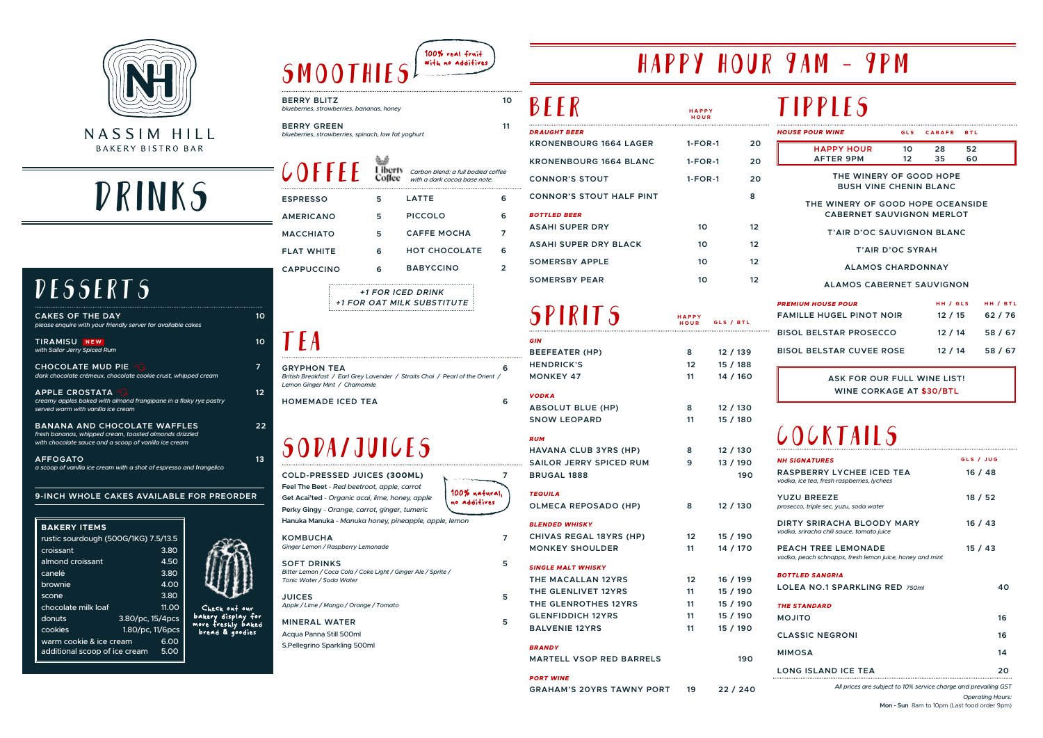NASSIM HILL
BAKERY BISTRO BAR

# DRINKS

## DESSERTS

**CAKES OF THE DAY** — 10
*please enquire with your friendly server for available cakes*

**TIRAMISU** NEW — 10
*with Sailor Jerry Spiced Rum*

**CHOCOLATE MUD PIE** — 7
*dark chocolate crémeux, chocolate cookie crust, whipped cream*

**APPLE CROSTATA** — 12
*creamy apples baked with almond frangipane in a flaky rye pastry served warm with vanilla ice cream*

**BANANA AND CHOCOLATE WAFFLES** — 22
*fresh bananas, whipped cream, toasted almonds drizzled with chocolate sauce and a scoop of vanilla ice cream*

**AFFOGATO** — 13
*a scoop of vanilla ice cream with a shot of espresso and frangelico*

**9-INCH WHOLE CAKES AVAILABLE FOR PREORDER**

| BAKERY ITEMS | |
|---|---|
| rustic sourdough (500G/1KG) | 7.5/13.5 |
| croissant | 3.80 |
| almond croissant | 4.50 |
| canelé | 3.80 |
| brownie | 4.00 |
| scone | 3.80 |
| chocolate milk loaf | 11.00 |
| donuts | 3.80/pc, 15/4pcs |
| cookies | 1.80/pc, 11/6pcs |
| warm cookie & ice cream | 6.00 |
| additional scoop of ice cream | 5.00 |

Check out our bakery display for more freshly baked bread & goodies

## SMOOTHIES

100% real fruit with no additives

**BERRY BLITZ** — 10
*blueberries, strawberries, bananas, honey*

**BERRY GREEN** — 11
*blueberries, strawberries, spinach, low fat yoghurt*

## COFFEE

Liberty Coffee — *Carbon blend: a full bodied coffee with a dark cocoa base note.*

| | | | |
|---|---|---|---|
| ESPRESSO | 5 | LATTE | 6 |
| AMERICANO | 5 | PICCOLO | 6 |
| MACCHIATO | 5 | CAFFE MOCHA | 7 |
| FLAT WHITE | 6 | HOT CHOCOLATE | 6 |
| CAPPUCCINO | 6 | BABYCCINO | 2 |

*+1 FOR ICED DRINK*
*+1 FOR OAT MILK SUBSTITUTE*

## TEA

**GRYPHON TEA** — 6
*British Breakfast / Earl Grey Lavender / Straits Chai / Pearl of the Orient / Lemon Ginger Mint / Chamomile*

**HOMEMADE ICED TEA** — 6

## SODA/JUICES

**COLD-PRESSED JUICES (300ML)** — 7
Feel The Beet - *Red beetroot, apple, carrot*
Get Acai'ted - *Organic acai, lime, honey, apple*
Perky Gingy - *Orange, carrot, ginger, tumeric*
Hanuka Manuka - *Manuka honey, pineapple, apple, lemon*

100% natural, no additives

**KOMBUCHA** — 7
*Ginger Lemon / Raspberry Lemonade*

**SOFT DRINKS** — 5
*Bitter Lemon / Coca Cola / Coke Light / Ginger Ale / Sprite / Tonic Water / Soda Water*

**JUICES** — 5
*Apple / Lime / Mango / Orange / Tomato*

**MINERAL WATER** — 5
Acqua Panna Still 500ml
S.Pellegrino Sparkling 500ml

# HAPPY HOUR 9AM - 9PM

## BEER

| | HAPPY HOUR | |
|---|---|---|
| ***DRAUGHT BEER*** | | |
| KRONENBOURG 1664 LAGER | 1-FOR-1 | 20 |
| KRONENBOURG 1664 BLANC | 1-FOR-1 | 20 |
| CONNOR'S STOUT | 1-FOR-1 | 20 |
| CONNOR'S STOUT HALF PINT | | 8 |
| ***BOTTLED BEER*** | | |
| ASAHI SUPER DRY | 10 | 12 |
| ASAHI SUPER DRY BLACK | 10 | 12 |
| SOMERSBY APPLE | 10 | 12 |
| SOMERSBY PEAR | 10 | 12 |

## SPIRITS

| | HAPPY HOUR | GLS / BTL |
|---|---|---|
| ***GIN*** | | |
| BEEFEATER (HP) | 8 | 12 / 139 |
| HENDRICK'S | 12 | 15 / 188 |
| MONKEY 47 | 11 | 14 / 160 |
| ***VODKA*** | | |
| ABSOLUT BLUE (HP) | 8 | 12 / 130 |
| SNOW LEOPARD | 11 | 15 / 180 |
| ***RUM*** | | |
| HAVANA CLUB 3YRS (HP) | 8 | 12 / 130 |
| SAILOR JERRY SPICED RUM | 9 | 13 / 190 |
| BRUGAL 1888 | | 190 |
| ***TEQUILA*** | | |
| OLMECA REPOSADO (HP) | 8 | 12 / 130 |
| ***BLENDED WHISKY*** | | |
| CHIVAS REGAL 18YRS (HP) | 12 | 15 / 190 |
| MONKEY SHOULDER | 11 | 14 / 170 |
| ***SINGLE MALT WHISKY*** | | |
| THE MACALLAN 12YRS | 12 | 16 / 199 |
| THE GLENLIVET 12YRS | 11 | 15 / 190 |
| THE GLENROTHES 12YRS | 11 | 15 / 190 |
| GLENFIDDICH 12YRS | 11 | 15 / 190 |
| BALVENIE 12YRS | 11 | 15 / 190 |
| ***BRANDY*** | | |
| MARTELL VSOP RED BARRELS | | 190 |
| ***PORT WINE*** | | |
| GRAHAM'S 20YRS TAWNY PORT | 19 | 22 / 240 |

## TIPPLES

| ***HOUSE POUR WINE*** | GLS | CARAFE | BTL |
|---|---|---|---|
| HAPPY HOUR | 10 | 28 | 52 |
| AFTER 9PM | 12 | 35 | 60 |

THE WINERY OF GOOD HOPE BUSH VINE CHENIN BLANC
THE WINERY OF GOOD HOPE OCEANSIDE CABERNET SAUVIGNON MERLOT
T'AIR D'OC SAUVIGNON BLANC
T'AIR D'OC SYRAH
ALAMOS CHARDONNAY
ALAMOS CABERNET SAUVIGNON

| ***PREMIUM HOUSE POUR*** | HH / GLS | HH / BTL |
|---|---|---|
| FAMILLE HUGEL PINOT NOIR | 12 / 15 | 62 / 76 |
| BISOL BELSTAR PROSECCO | 12 / 14 | 58 / 67 |
| BISOL BELSTAR CUVEE ROSE | 12 / 14 | 58 / 67 |

ASK FOR OUR FULL WINE LIST!
WINE CORKAGE AT $30/BTL

## COCKTAILS

| ***NH SIGNATURES*** | GLS / JUG |
|---|---|
| RASPBERRY LYCHEE ICED TEA<br>*vodka, ice tea, fresh raspberries, lychees* | 16 / 48 |
| YUZU BREEZE<br>*prosecco, triple sec, yuzu, soda water* | 18 / 52 |
| DIRTY SRIRACHA BLOODY MARY<br>*vodka, sriracha chili sauce, tomato juice* | 16 / 43 |
| PEACH TREE LEMONADE<br>*vodka, peach schnapps, fresh lemon juice, honey and mint* | 15 / 43 |
| ***BOTTLED SANGRIA*** | |
| LOLEA NO.1 SPARKLING RED *750ml* | 40 |
| ***THE STANDARD*** | |
| MOJITO | 16 |
| CLASSIC NEGRONI | 16 |
| MIMOSA | 14 |
| LONG ISLAND ICE TEA | 20 |

*All prices are subject to 10% service charge and prevailing GST*

*Operating Hours:*
**Mon - Sun** 8am to 10pm (Last food order 9pm)